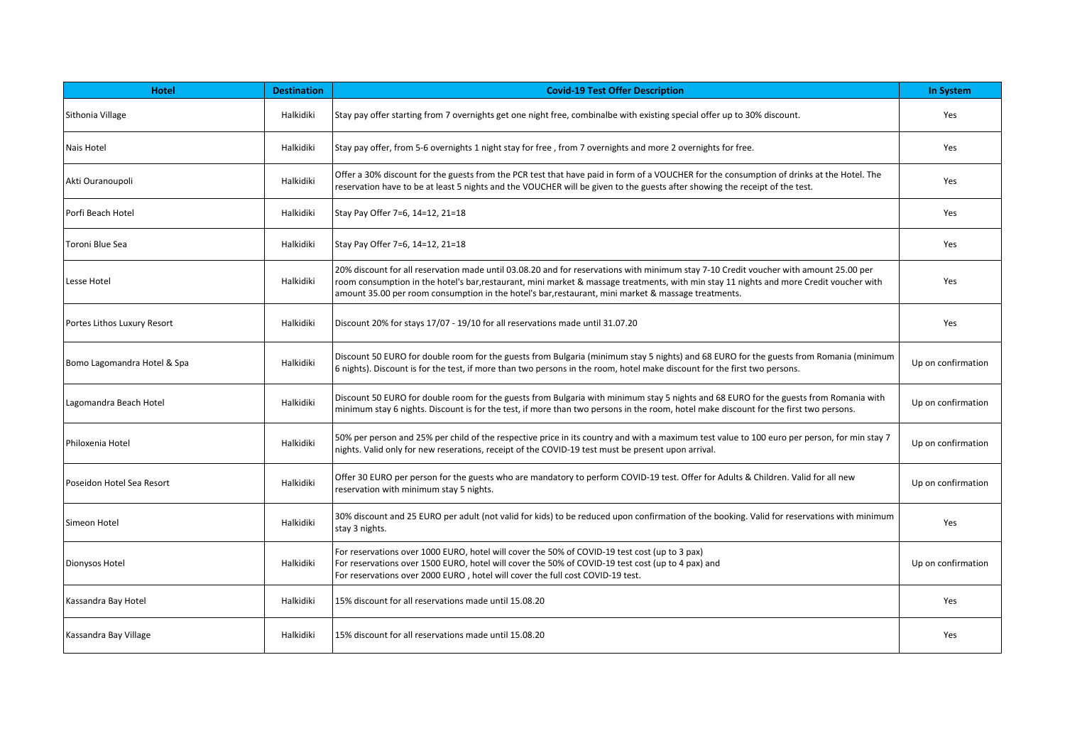| Hotel | Destination | Covid-19 Test Offer Description | In System |
|---|---|---|---|
| Sithonia Village | Halkidiki | Stay pay offer starting from 7 overnights get one night free, combinalbe with existing special offer up to 30% discount. | Yes |
| Nais Hotel | Halkidiki | Stay pay offer, from 5-6 overnights 1 night stay for free , from 7 overnights and more 2 overnights for free. | Yes |
| Akti Ouranoupoli | Halkidiki | Offer a 30% discount for the guests from the PCR test that have paid in form of a VOUCHER for the consumption of drinks at the Hotel. The reservation have to be at least 5 nights and the VOUCHER will be given to the guests after showing the receipt of the test. | Yes |
| Porfi Beach Hotel | Halkidiki | Stay Pay Offer 7=6, 14=12, 21=18 | Yes |
| Toroni Blue Sea | Halkidiki | Stay Pay Offer 7=6, 14=12, 21=18 | Yes |
| Lesse Hotel | Halkidiki | 20% discount for all reservation made until 03.08.20 and for reservations with minimum stay 7-10 Credit voucher with amount 25.00 per room consumption in the hotel's bar,restaurant, mini market & massage treatments, with min stay 11 nights and more Credit voucher with amount 35.00 per room consumption in the hotel's bar,restaurant, mini market & massage treatments. | Yes |
| Portes Lithos Luxury Resort | Halkidiki | Discount 20% for stays 17/07 - 19/10 for all reservations made until 31.07.20 | Yes |
| Bomo Lagomandra Hotel & Spa | Halkidiki | Discount 50 EURO for double room for the guests from Bulgaria (minimum stay 5 nights) and 68 EURO for the guests from Romania (minimum 6 nights). Discount is for the test, if more than two persons in the room, hotel make discount for the first two persons. | Up on confirmation |
| Lagomandra Beach Hotel | Halkidiki | Discount 50 EURO for double room for the guests from Bulgaria with minimum stay 5 nights and 68 EURO for the guests from Romania with minimum stay 6 nights. Discount is for the test, if more than two persons in the room, hotel make discount for the first two persons. | Up on confirmation |
| Philoxenia Hotel | Halkidiki | 50% per person and 25% per child of the respective price in its country and with a maximum test value to 100 euro per person, for min stay 7 nights. Valid only for new reserations, receipt of the COVID-19 test must be present upon arrival. | Up on confirmation |
| Poseidon Hotel Sea Resort | Halkidiki | Offer 30 EURO per person for the guests who are mandatory to perform COVID-19 test. Offer for Adults & Children. Valid for all new reservation with minimum stay 5 nights. | Up on confirmation |
| Simeon Hotel | Halkidiki | 30% discount and 25 EURO per adult (not valid for kids) to be reduced upon confirmation of the booking. Valid for reservations with minimum stay 3 nights. | Yes |
| Dionysos Hotel | Halkidiki | For reservations over 1000 EURO, hotel will cover the 50% of COVID-19 test cost (up to 3 pax)<br>For reservations over 1500 EURO, hotel will cover the 50% of COVID-19 test cost (up to 4 pax) and<br>For reservations over 2000 EURO , hotel will cover the full cost COVID-19 test. | Up on confirmation |
| Kassandra Bay Hotel | Halkidiki | 15% discount for all reservations made until 15.08.20 | Yes |
| Kassandra Bay Village | Halkidiki | 15% discount for all reservations made until 15.08.20 | Yes |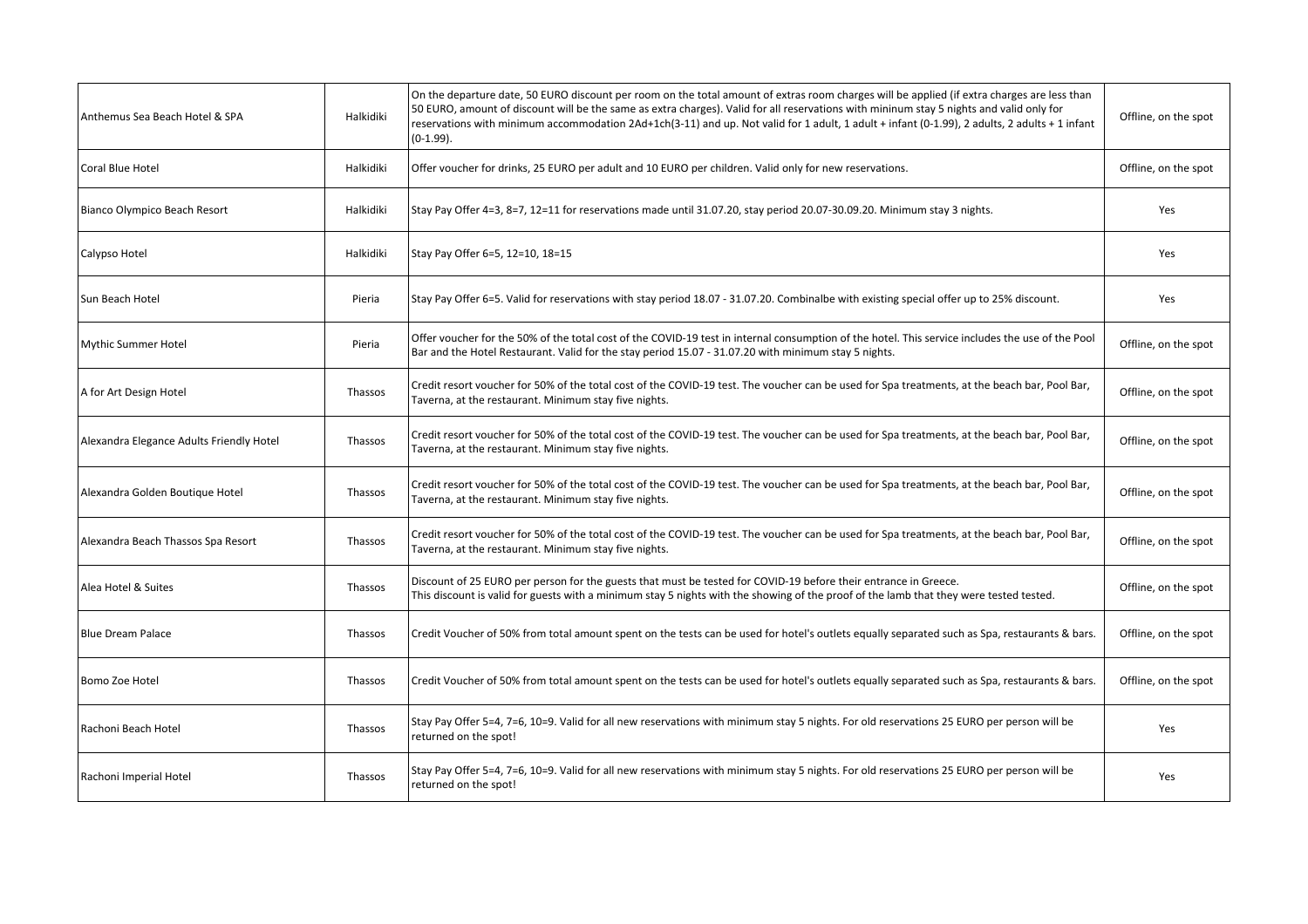| | | | |
|---|---|---|---|
| Anthemus Sea Beach Hotel & SPA | Halkidiki | On the departure date, 50 EURO discount per room on the total amount of extras room charges will be applied (if extra charges are less than 50 EURO, amount of discount will be the same as extra charges). Valid for all reservations with mininum stay 5 nights and valid only for reservations with minimum accommodation 2Ad+1ch(3-11) and up. Not valid for 1 adult, 1 adult + infant (0-1.99), 2 adults, 2 adults + 1 infant (0-1.99). | Offline, on the spot |
| Coral Blue Hotel | Halkidiki | Offer voucher for drinks, 25 EURO per adult and 10 EURO per children. Valid only for new reservations. | Offline, on the spot |
| Bianco Olympico Beach Resort | Halkidiki | Stay Pay Offer 4=3, 8=7, 12=11 for reservations made until 31.07.20, stay period 20.07-30.09.20. Minimum stay 3 nights. | Yes |
| Calypso Hotel | Halkidiki | Stay Pay Offer 6=5, 12=10, 18=15 | Yes |
| Sun Beach Hotel | Pieria | Stay Pay Offer 6=5. Valid for reservations with stay period 18.07 - 31.07.20. Combinalbe with existing special offer up to 25% discount. | Yes |
| Mythic Summer Hotel | Pieria | Offer voucher for the 50% of the total cost of the COVID-19 test in internal consumption of the hotel. This service includes the use of the Pool Bar and the Hotel Restaurant. Valid for the stay period 15.07 - 31.07.20 with minimum stay 5 nights. | Offline, on the spot |
| A for Art Design Hotel | Thassos | Credit resort voucher for 50% of the total cost of the COVID-19 test. The voucher can be used for Spa treatments, at the beach bar, Pool Bar, Taverna, at the restaurant. Minimum stay five nights. | Offline, on the spot |
| Alexandra Elegance Adults Friendly Hotel | Thassos | Credit resort voucher for 50% of the total cost of the COVID-19 test. The voucher can be used for Spa treatments, at the beach bar, Pool Bar, Taverna, at the restaurant. Minimum stay five nights. | Offline, on the spot |
| Alexandra Golden Boutique Hotel | Thassos | Credit resort voucher for 50% of the total cost of the COVID-19 test. The voucher can be used for Spa treatments, at the beach bar, Pool Bar, Taverna, at the restaurant. Minimum stay five nights. | Offline, on the spot |
| Alexandra Beach Thassos Spa Resort | Thassos | Credit resort voucher for 50% of the total cost of the COVID-19 test. The voucher can be used for Spa treatments, at the beach bar, Pool Bar, Taverna, at the restaurant. Minimum stay five nights. | Offline, on the spot |
| Alea Hotel & Suites | Thassos | Discount of 25 EURO per person for the guests that must be tested for COVID-19 before their entrance in Greece. This discount is valid for guests with a minimum stay 5 nights with the showing of the proof of the lamb that they were tested tested. | Offline, on the spot |
| Blue Dream Palace | Thassos | Credit Voucher of 50% from total amount spent on the tests can be used for hotel's outlets equally separated such as Spa, restaurants & bars. | Offline, on the spot |
| Bomo Zoe Hotel | Thassos | Credit Voucher of 50% from total amount spent on the tests can be used for hotel's outlets equally separated such as Spa, restaurants & bars. | Offline, on the spot |
| Rachoni Beach Hotel | Thassos | Stay Pay Offer 5=4, 7=6, 10=9. Valid for all new reservations with minimum stay 5 nights. For old reservations 25 EURO per person will be returned on the spot! | Yes |
| Rachoni Imperial Hotel | Thassos | Stay Pay Offer 5=4, 7=6, 10=9. Valid for all new reservations with minimum stay 5 nights. For old reservations 25 EURO per person will be returned on the spot! | Yes |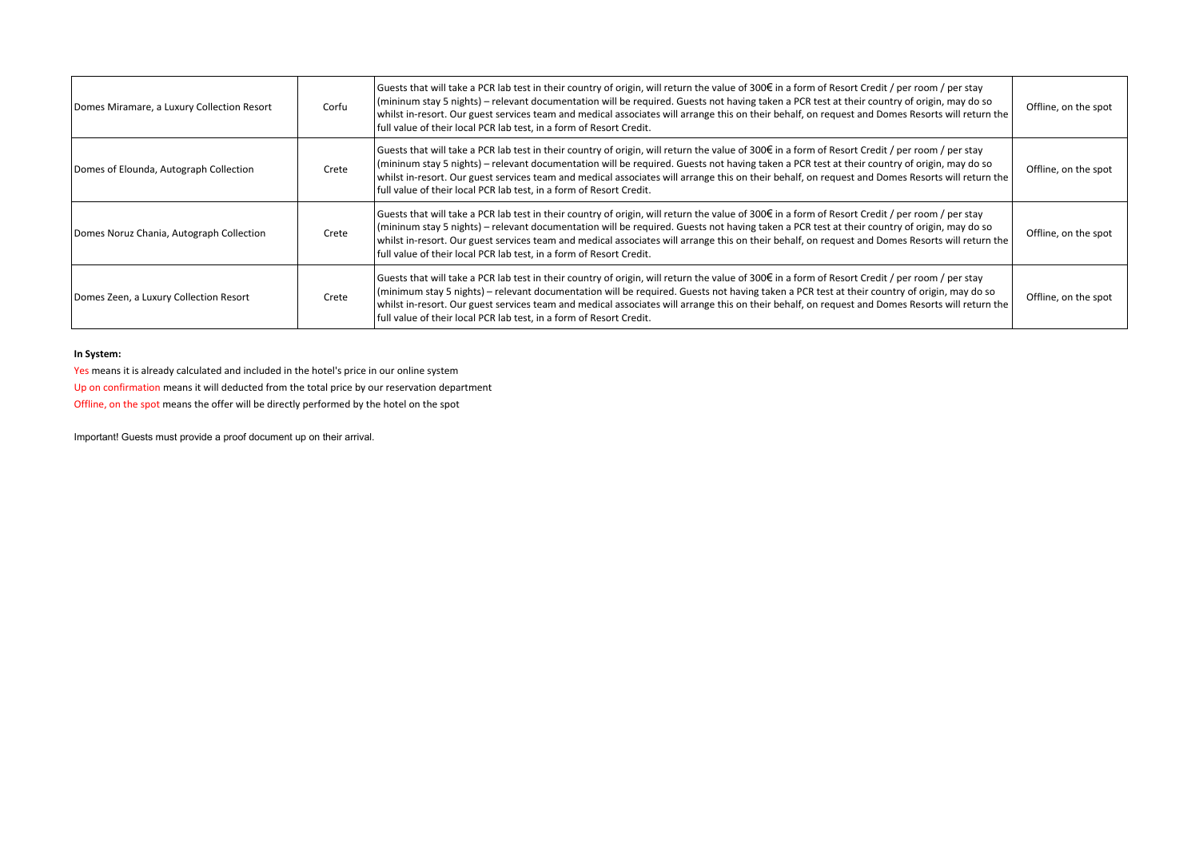| | | | |
|---|---|---|---|
| Domes Miramare, a Luxury Collection Resort | Corfu | Guests that will take a PCR lab test in their country of origin, will return the value of 300€ in a form of Resort Credit / per room / per stay (mininum stay 5 nights) – relevant documentation will be required. Guests not having taken a PCR test at their country of origin, may do so whilst in-resort. Our guest services team and medical associates will arrange this on their behalf, on request and Domes Resorts will return the full value of their local PCR lab test, in a form of Resort Credit. | Offline, on the spot |
| Domes of Elounda, Autograph Collection | Crete | Guests that will take a PCR lab test in their country of origin, will return the value of 300€ in a form of Resort Credit / per room / per stay (mininum stay 5 nights) – relevant documentation will be required. Guests not having taken a PCR test at their country of origin, may do so whilst in-resort. Our guest services team and medical associates will arrange this on their behalf, on request and Domes Resorts will return the full value of their local PCR lab test, in a form of Resort Credit. | Offline, on the spot |
| Domes Noruz Chania, Autograph Collection | Crete | Guests that will take a PCR lab test in their country of origin, will return the value of 300€ in a form of Resort Credit / per room / per stay (mininum stay 5 nights) – relevant documentation will be required. Guests not having taken a PCR test at their country of origin, may do so whilst in-resort. Our guest services team and medical associates will arrange this on their behalf, on request and Domes Resorts will return the full value of their local PCR lab test, in a form of Resort Credit. | Offline, on the spot |
| Domes Zeen, a Luxury Collection Resort | Crete | Guests that will take a PCR lab test in their country of origin, will return the value of 300€ in a form of Resort Credit / per room / per stay (minimum stay 5 nights) – relevant documentation will be required. Guests not having taken a PCR test at their country of origin, may do so whilst in-resort. Our guest services team and medical associates will arrange this on their behalf, on request and Domes Resorts will return the full value of their local PCR lab test, in a form of Resort Credit. | Offline, on the spot |

**In System:**

Yes means it is already calculated and included in the hotel's price in our online system

Up on confirmation means it will deducted from the total price by our reservation department

Offline, on the spot means the offer will be directly performed by the hotel on the spot

Important! Guests must provide a proof document up on their arrival.